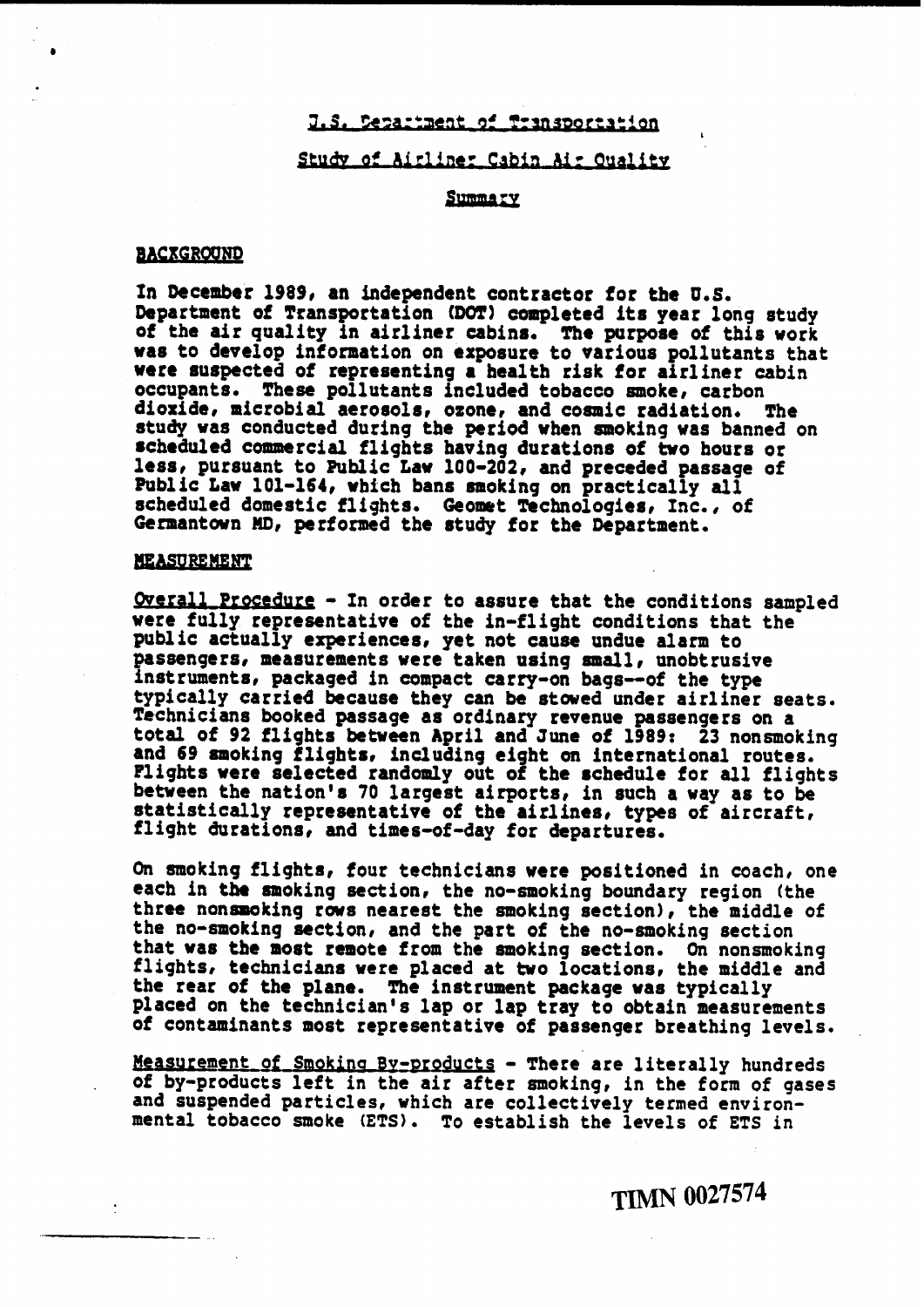U.S. Department of Transportation

Study of Airliner Cabin Air Quality

Summary

## BACKGROUND

In December 1989, an independent contractor for the U.S. Department of Transportation (DOT) completed its year long study of the air quality in airliner cabins. The purpose of this work was to develop information on exposure to various pollutants that were suspected of representing a health risk for airliner cabin occupants. These pollutants included tobacco smoke, carbon dioxide, microbial aerosols, ozone, and cosmic radiation. The study was conducted during the period when smoking was banned on scheduled commercial flights having durations of two hours or less, pursuant to Public Law 100-202, and preceded passage of Public Law 101-164, which bans smoking on practically all scheduled domestic flights. Geomet Technologies, Inc., of Germantown MD, performed the study for the Department.

## MEASUREMENT

Overall Procedure - In order to assure that the conditions sampled were fully representative of the in-flight conditions that the public actually experiences, yet not cause undue alarm to passengers, measurements were taken using small, unobtrusive instruments, packaged in compact carry-on bags--of the type typically carried because they can be stowed under airliner seats. Technicians booked passage as ordinary revenue passengers on a total of 92 flights between April and June of 1989: 23 nonsmoking and 69 smoking flights, including eight on international routes. Flights were selected randomly out of the schedule for all flights between the nation's 70 largest airports, in such a way as to be statistically representative of the airlines, types of aircraft, flight durations, and times-of-day for departures.

On smoking flights, four technicians were positioned in coach, one each in the smoking section, the no-smoking boundary region (the three nonsmoking rows nearest the smoking section), the middle of the no-smoking section, and the part of the no-smoking section that was the most remote from the smoking section. On nonsmoking flights, technicians were placed at two locations, the middle and the rear of the plane. The instrument package was typically placed on the technician's lap or lap tray to obtain measurements of contaminants most representative of passenger breathing levels.

Measurement of Smoking By-products - There are literally hundreds of by-products left in the air after smoking, in the form of gases and suspended particles, which are collectively termed environmental tobacco smoke (ETS). To establish the levels of ETS in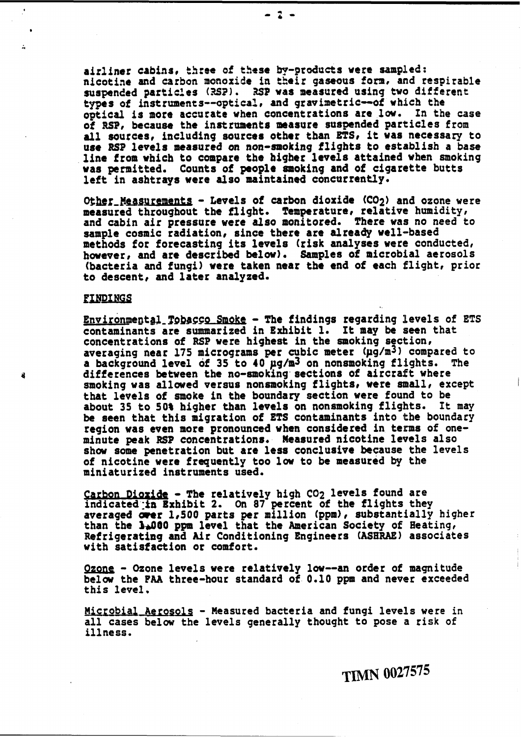airliner cabins, three of these by-products were sampled: nicotine and carbon monoxide in their gaseous form, and respirable suspended particles (RSP). RSP was measured using two different types of instruments--optical, and gravimetric--of which the optical is more accurate when concentrations are low. In the case of RSP, because the instruments measure suspended particles from all sources, including sources other than ETS, it was necessary to use RSP levels measured on non-smoking flights to establish a base line from which to compare the higher levels attained when smoking was permitted. Counts of people smoking and of cigarette butts left in ashtrays were also maintained concurrently.

Other Measurements - Levels of carbon dioxide ($CO_2$) and ozone were measured throughout the flight. Temperature, relative humidity, and cabin air pressure were also monitored. There was no need to sample cosmic radiation, since there are already well-based methods for forecasting its levels (risk analyses were conducted, however, and are described below). Samples of microbial aerosols (bacteria and fungi) were taken near the end of each flight, prior to descent, and later analyzed.

## FINDINGS

Environmental Tobacco Smoke - The findings regarding levels of ETS contaminants are summarized in Exhibit 1. It may be seen that concentrations of RSP were highest in the smoking section, averaging near 175 micrograms per cubic meter ($\mu g/m^3$) compared to a background level of 35 to 40 $\mu g/m^3$ on nonsmoking flights. The differences between the no-smoking sections of aircraft where smoking was allowed versus nonsmoking flights, were small, except that levels of smoke in the boundary section were found to be about 35 to 50% higher than levels on nonsmoking flights. It may be seen that this migration of ETS contaminants into the boundary region was even more pronounced when considered in terms of one-minute peak RSP concentrations. Measured nicotine levels also show some penetration but are less conclusive because the levels of nicotine were frequently too low to be measured by the miniaturized instruments used.

Carbon Dioxide - The relatively high $CO_2$ levels found are indicated in Exhibit 2. On 87 percent of the flights they averaged over 1,500 parts per million (ppm), substantially higher than the 1,000 ppm level that the American Society of Heating, Refrigerating and Air Conditioning Engineers (ASHRAE) associates with satisfaction or comfort.

Ozone - Ozone levels were relatively low--an order of magnitude below the FAA three-hour standard of 0.10 ppm and never exceeded this level.

Microbial Aerosols - Measured bacteria and fungi levels were in all cases below the levels generally thought to pose a risk of illness.

TIMN 0027575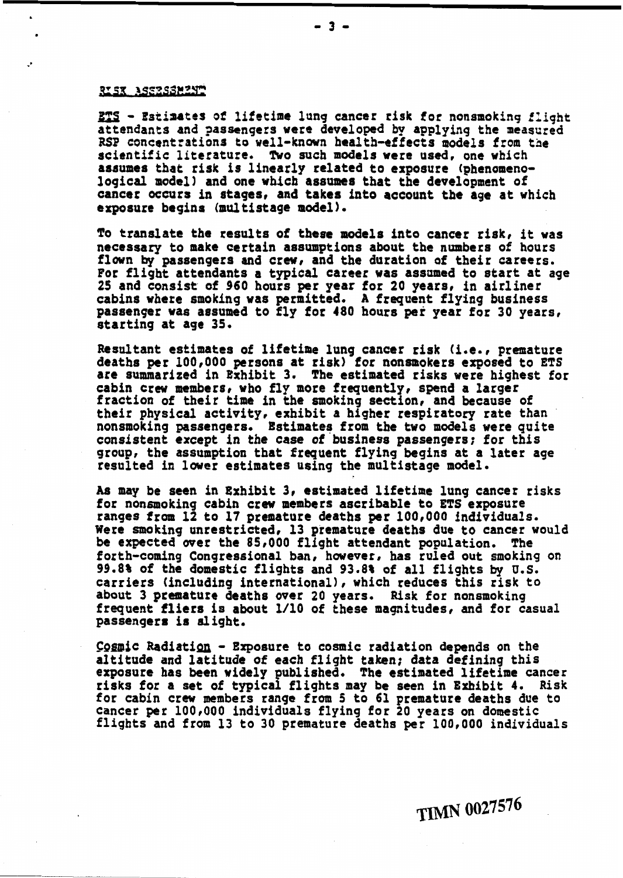## RISK ASSESSMENT

**ETS** - Estimates of lifetime lung cancer risk for nonsmoking flight attendants and passengers were developed by applying the measured RSP concentrations to well-known health-effects models from the scientific literature. Two such models were used, one which assumes that risk is linearly related to exposure (phenomenological model) and one which assumes that the development of cancer occurs in stages, and takes into account the age at which exposure begins (multistage model).

To translate the results of these models into cancer risk, it was necessary to make certain assumptions about the numbers of hours flown by passengers and crew, and the duration of their careers. For flight attendants a typical career was assumed to start at age 25 and consist of 960 hours per year for 20 years, in airliner cabins where smoking was permitted. A frequent flying business passenger was assumed to fly for 480 hours per year for 30 years, starting at age 35.

Resultant estimates of lifetime lung cancer risk (i.e., premature deaths per 100,000 persons at risk) for nonsmokers exposed to ETS are summarized in Exhibit 3. The estimated risks were highest for cabin crew members, who fly more frequently, spend a larger fraction of their time in the smoking section, and because of their physical activity, exhibit a higher respiratory rate than nonsmoking passengers. Estimates from the two models were quite consistent except in the case of business passengers; for this group, the assumption that frequent flying begins at a later age resulted in lower estimates using the multistage model.

As may be seen in Exhibit 3, estimated lifetime lung cancer risks for nonsmoking cabin crew members ascribable to ETS exposure ranges from 12 to 17 premature deaths per 100,000 individuals. Were smoking unrestricted, 13 premature deaths due to cancer would be expected over the 85,000 flight attendant population. The forth-coming Congressional ban, however, has ruled out smoking on 99.8% of the domestic flights and 93.8% of all flights by U.S. carriers (including international), which reduces this risk to about 3 premature deaths over 20 years. Risk for nonsmoking frequent fliers is about 1/10 of these magnitudes, and for casual passengers is slight.

**Cosmic Radiation** - Exposure to cosmic radiation depends on the altitude and latitude of each flight taken; data defining this exposure has been widely published. The estimated lifetime cancer risks for a set of typical flights may be seen in Exhibit 4. Risk for cabin crew members range from 5 to 61 premature deaths due to cancer per 100,000 individuals flying for 20 years on domestic flights and from 13 to 30 premature deaths per 100,000 individuals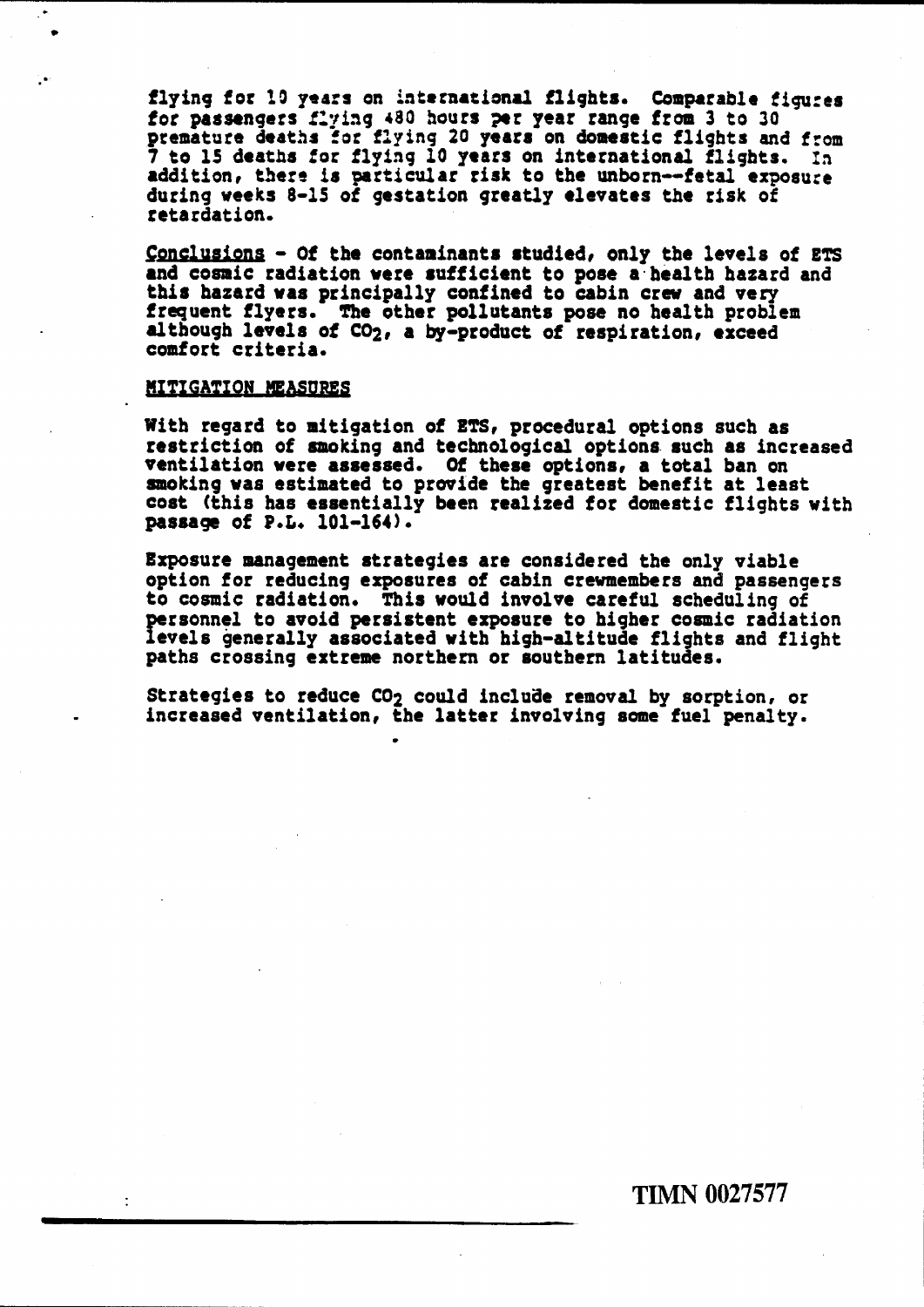flying for 10 years on international flights. Comparable figures for passengers flying 480 hours per year range from 3 to 30 premature deaths for flying 20 years on domestic flights and from 7 to 15 deaths for flying 10 years on international flights. In addition, there is particular risk to the unborn--fetal exposure during weeks 8-15 of gestation greatly elevates the risk of retardation.

Conclusions - Of the contaminants studied, only the levels of ETS and cosmic radiation were sufficient to pose a health hazard and this hazard was principally confined to cabin crew and very frequent flyers. The other pollutants pose no health problem although levels of $CO_2$, a by-product of respiration, exceed comfort criteria.

## MITIGATION MEASURES

With regard to mitigation of ETS, procedural options such as restriction of smoking and technological options such as increased ventilation were assessed. Of these options, a total ban on smoking was estimated to provide the greatest benefit at least cost (this has essentially been realized for domestic flights with passage of P.L. 101-164).

Exposure management strategies are considered the only viable option for reducing exposures of cabin crewmembers and passengers to cosmic radiation. This would involve careful scheduling of personnel to avoid persistent exposure to higher cosmic radiation levels generally associated with high-altitude flights and flight paths crossing extreme northern or southern latitudes.

Strategies to reduce $CO_2$ could include removal by sorption, or increased ventilation, the latter involving some fuel penalty.

TIMN 0027577